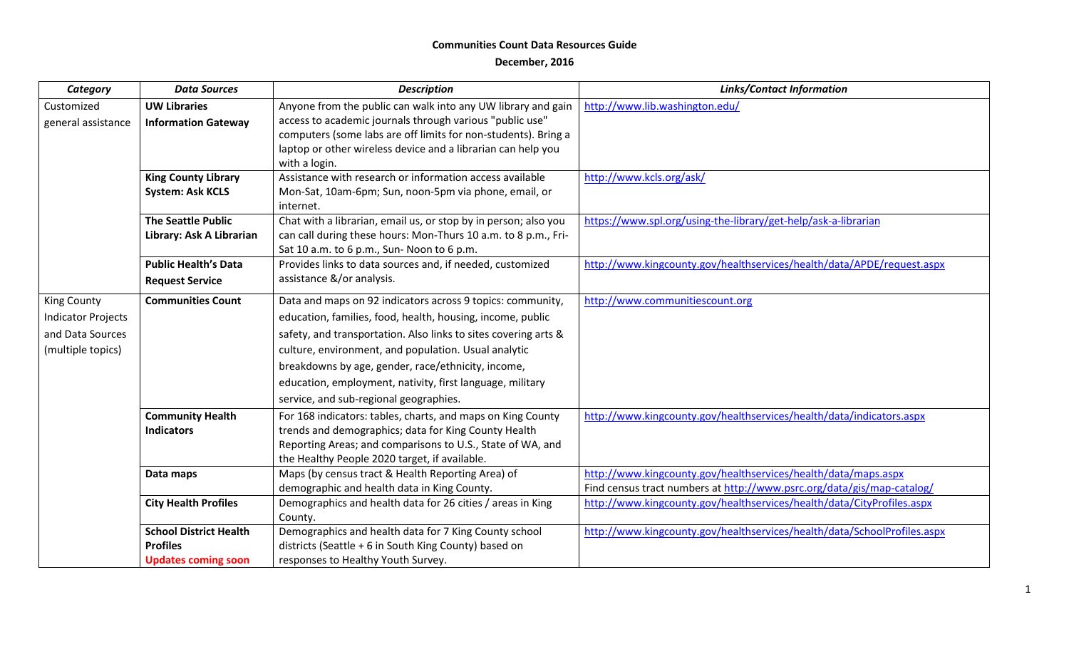**Communities Count Data Resources Guide**

**December, 2016**

| *Category* | *Data Sources* | *Description* | *Links/Contact Information* |
|---|---|---|---|
| Customized general assistance | **UW Libraries Information Gateway** | Anyone from the public can walk into any UW library and gain access to academic journals through various "public use" computers (some labs are off limits for non-students). Bring a laptop or other wireless device and a librarian can help you with a login. | http://www.lib.washington.edu/ |
| | **King County Library System: Ask KCLS** | Assistance with research or information access available Mon-Sat, 10am-6pm; Sun, noon-5pm via phone, email, or internet. | http://www.kcls.org/ask/ |
| | **The Seattle Public Library: Ask A Librarian** | Chat with a librarian, email us, or stop by in person; also you can call during these hours: Mon-Thurs 10 a.m. to 8 p.m., Fri-Sat 10 a.m. to 6 p.m., Sun- Noon to 6 p.m. | https://www.spl.org/using-the-library/get-help/ask-a-librarian |
| | **Public Health's Data Request Service** | Provides links to data sources and, if needed, customized assistance &/or analysis. | http://www.kingcounty.gov/healthservices/health/data/APDE/request.aspx |
| King County Indicator Projects and Data Sources (multiple topics) | **Communities Count** | Data and maps on 92 indicators across 9 topics: community, education, families, food, health, housing, income, public safety, and transportation. Also links to sites covering arts & culture, environment, and population. Usual analytic breakdowns by age, gender, race/ethnicity, income, education, employment, nativity, first language, military service, and sub-regional geographies. | http://www.communitiescount.org |
| | **Community Health Indicators** | For 168 indicators: tables, charts, and maps on King County trends and demographics; data for King County Health Reporting Areas; and comparisons to U.S., State of WA, and the Healthy People 2020 target, if available. | http://www.kingcounty.gov/healthservices/health/data/indicators.aspx |
| | **Data maps** | Maps (by census tract & Health Reporting Area) of demographic and health data in King County. | http://www.kingcounty.gov/healthservices/health/data/maps.aspx Find census tract numbers at http://www.psrc.org/data/gis/map-catalog/ |
| | **City Health Profiles** | Demographics and health data for 26 cities / areas in King County. | http://www.kingcounty.gov/healthservices/health/data/CityProfiles.aspx |
| | **School District Health Profiles** **Updates coming soon** | Demographics and health data for 7 King County school districts (Seattle + 6 in South King County) based on responses to Healthy Youth Survey. | http://www.kingcounty.gov/healthservices/health/data/SchoolProfiles.aspx |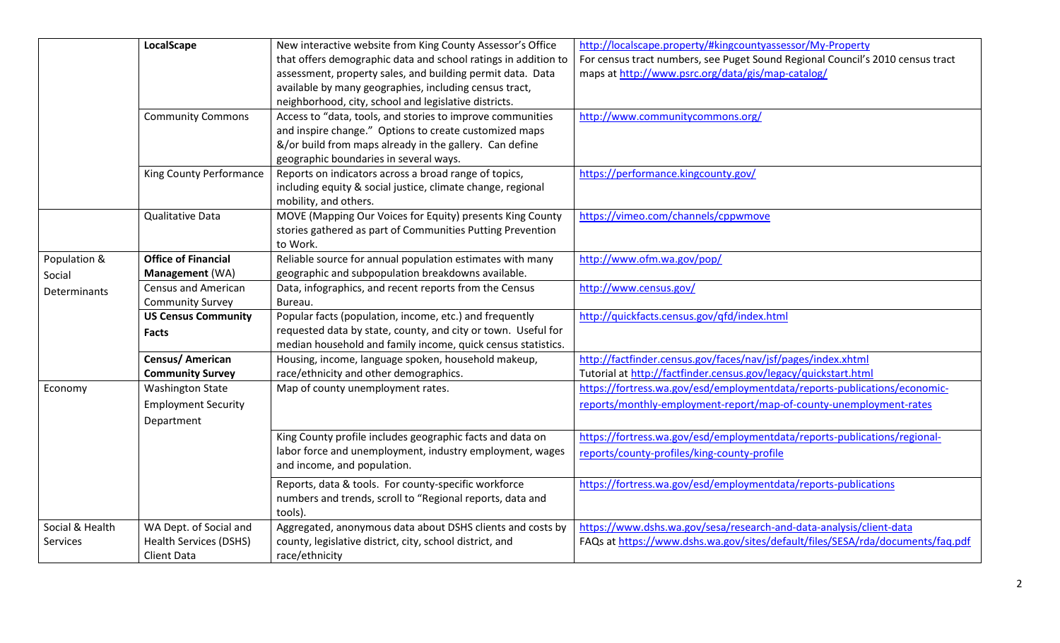| | | | |
|---|---|---|---|
| | **LocalScape** | New interactive website from King County Assessor's Office that offers demographic data and school ratings in addition to assessment, property sales, and building permit data. Data available by many geographies, including census tract, neighborhood, city, school and legislative districts. | http://localscape.property/#kingcountyassessor/My-Property<br>For census tract numbers, see Puget Sound Regional Council's 2010 census tract maps at http://www.psrc.org/data/gis/map-catalog/ |
| | Community Commons | Access to "data, tools, and stories to improve communities and inspire change." Options to create customized maps &/or build from maps already in the gallery. Can define geographic boundaries in several ways. | http://www.communitycommons.org/ |
| | King County Performance | Reports on indicators across a broad range of topics, including equity & social justice, climate change, regional mobility, and others. | https://performance.kingcounty.gov/ |
| | Qualitative Data | MOVE (Mapping Our Voices for Equity) presents King County stories gathered as part of Communities Putting Prevention to Work. | https://vimeo.com/channels/cppwmove |
| Population & Social Determinants | **Office of Financial Management** (WA) | Reliable source for annual population estimates with many geographic and subpopulation breakdowns available. | http://www.ofm.wa.gov/pop/ |
| | Census and American Community Survey | Data, infographics, and recent reports from the Census Bureau. | http://www.census.gov/ |
| | **US Census Community Facts** | Popular facts (population, income, etc.) and frequently requested data by state, county, and city or town. Useful for median household and family income, quick census statistics. | http://quickfacts.census.gov/qfd/index.html |
| | **Census/ American Community Survey** | Housing, income, language spoken, household makeup, race/ethnicity and other demographics. | http://factfinder.census.gov/faces/nav/jsf/pages/index.xhtml<br>Tutorial at http://factfinder.census.gov/legacy/quickstart.html |
| Economy | Washington State Employment Security Department | Map of county unemployment rates. | https://fortress.wa.gov/esd/employmentdata/reports-publications/economic-reports/monthly-employment-report/map-of-county-unemployment-rates |
| | | King County profile includes geographic facts and data on labor force and unemployment, industry employment, wages and income, and population. | https://fortress.wa.gov/esd/employmentdata/reports-publications/regional-reports/county-profiles/king-county-profile |
| | | Reports, data & tools. For county-specific workforce numbers and trends, scroll to "Regional reports, data and tools). | https://fortress.wa.gov/esd/employmentdata/reports-publications |
| Social & Health Services | WA Dept. of Social and Health Services (DSHS) Client Data | Aggregated, anonymous data about DSHS clients and costs by county, legislative district, city, school district, and race/ethnicity | https://www.dshs.wa.gov/sesa/research-and-data-analysis/client-data<br>FAQs at https://www.dshs.wa.gov/sites/default/files/SESA/rda/documents/faq.pdf |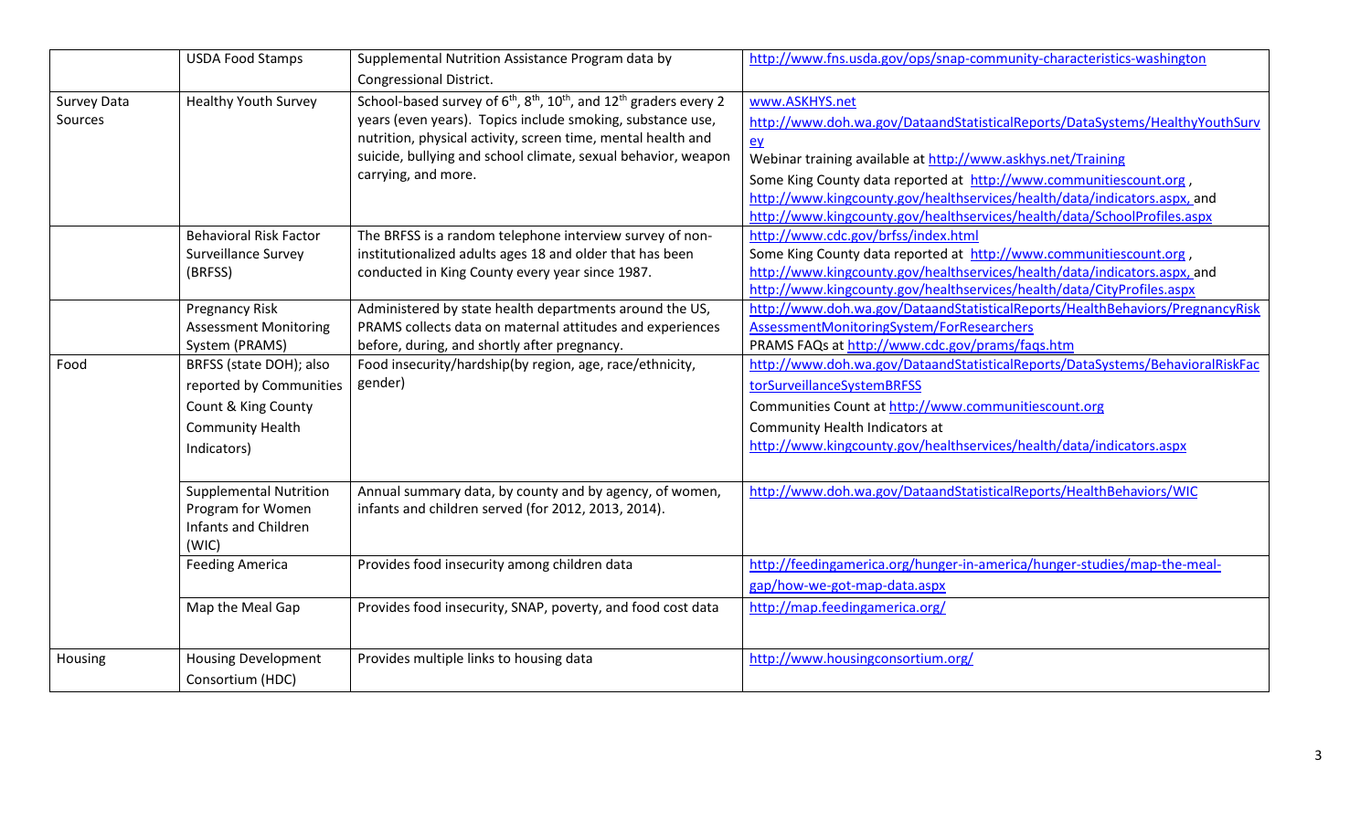| | | | |
|---|---|---|---|
| | USDA Food Stamps | Supplemental Nutrition Assistance Program data by Congressional District. | http://www.fns.usda.gov/ops/snap-community-characteristics-washington |
| Survey Data Sources | Healthy Youth Survey | School-based survey of 6th, 8th, 10th, and 12th graders every 2 years (even years). Topics include smoking, substance use, nutrition, physical activity, screen time, mental health and suicide, bullying and school climate, sexual behavior, weapon carrying, and more. | www.ASKHYS.net<br>http://www.doh.wa.gov/DataandStatisticalReports/DataSystems/HealthyYouthSurvey<br>Webinar training available at http://www.askhys.net/Training<br>Some King County data reported at http://www.communitiescount.org , http://www.kingcounty.gov/healthservices/health/data/indicators.aspx, and http://www.kingcounty.gov/healthservices/health/data/SchoolProfiles.aspx |
| | Behavioral Risk Factor Surveillance Survey (BRFSS) | The BRFSS is a random telephone interview survey of non-institutionalized adults ages 18 and older that has been conducted in King County every year since 1987. | http://www.cdc.gov/brfss/index.html<br>Some King County data reported at http://www.communitiescount.org , http://www.kingcounty.gov/healthservices/health/data/indicators.aspx, and http://www.kingcounty.gov/healthservices/health/data/CityProfiles.aspx |
| | Pregnancy Risk Assessment Monitoring System (PRAMS) | Administered by state health departments around the US, PRAMS collects data on maternal attitudes and experiences before, during, and shortly after pregnancy. | http://www.doh.wa.gov/DataandStatisticalReports/HealthBehaviors/PregnancyRiskAssessmentMonitoringSystem/ForResearchers<br>PRAMS FAQs at http://www.cdc.gov/prams/faqs.htm |
| Food | BRFSS (state DOH); also reported by Communities Count & King County Community Health Indicators) | Food insecurity/hardship(by region, age, race/ethnicity, gender) | http://www.doh.wa.gov/DataandStatisticalReports/DataSystems/BehavioralRiskFactorSurveillanceSystemBRFSS<br>Communities Count at http://www.communitiescount.org<br>Community Health Indicators at http://www.kingcounty.gov/healthservices/health/data/indicators.aspx |
| | Supplemental Nutrition Program for Women Infants and Children (WIC) | Annual summary data, by county and by agency, of women, infants and children served (for 2012, 2013, 2014). | http://www.doh.wa.gov/DataandStatisticalReports/HealthBehaviors/WIC |
| | Feeding America | Provides food insecurity among children data | http://feedingamerica.org/hunger-in-america/hunger-studies/map-the-meal-gap/how-we-got-map-data.aspx |
| | Map the Meal Gap | Provides food insecurity, SNAP, poverty, and food cost data | http://map.feedingamerica.org/ |
| Housing | Housing Development Consortium (HDC) | Provides multiple links to housing data | http://www.housingconsortium.org/ |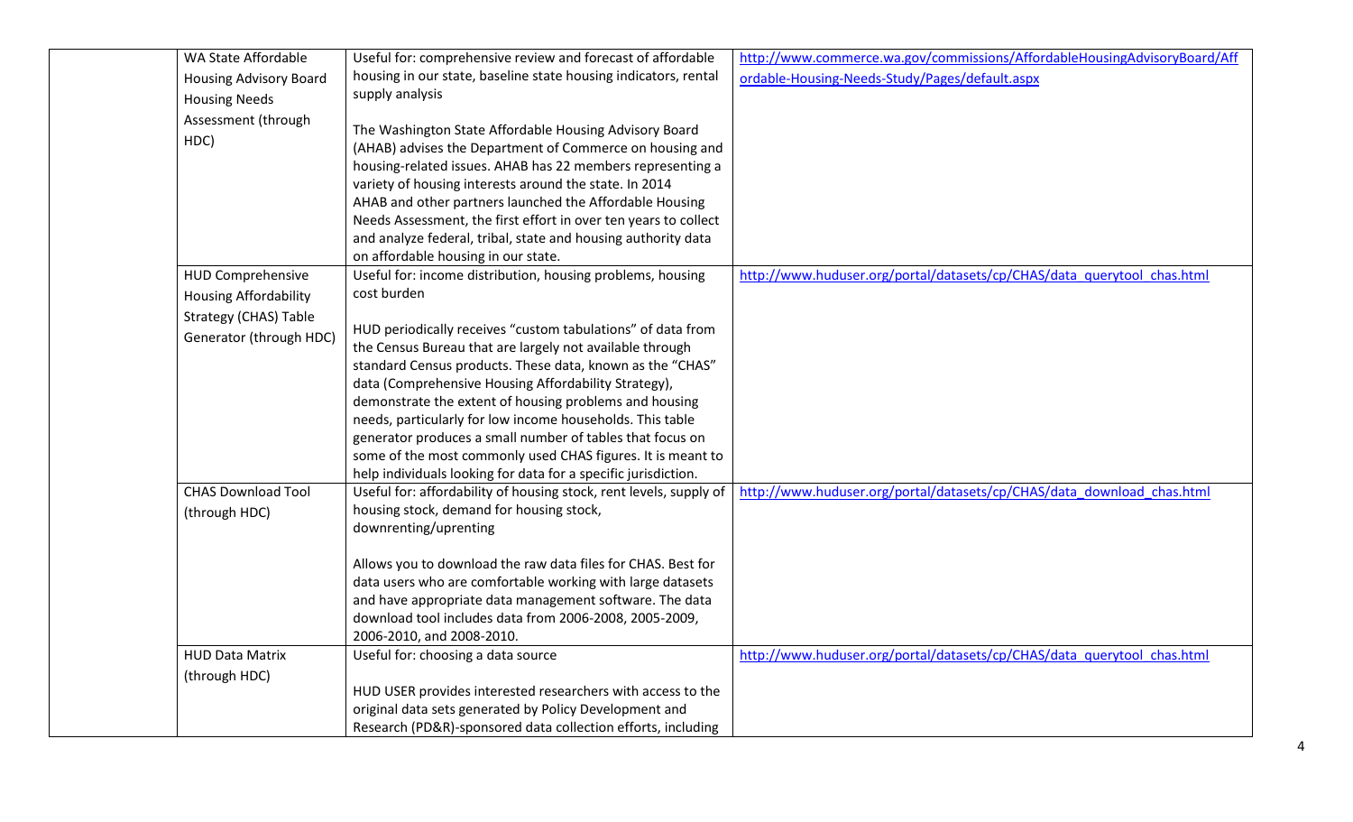| | | | |
|---|---|---|---|
| | WA State Affordable Housing Advisory Board Housing Needs Assessment (through HDC) | Useful for: comprehensive review and forecast of affordable housing in our state, baseline state housing indicators, rental supply analysis<br><br>The Washington State Affordable Housing Advisory Board (AHAB) advises the Department of Commerce on housing and housing-related issues. AHAB has 22 members representing a variety of housing interests around the state. In 2014 AHAB and other partners launched the Affordable Housing Needs Assessment, the first effort in over ten years to collect and analyze federal, tribal, state and housing authority data on affordable housing in our state. | http://www.commerce.wa.gov/commissions/AffordableHousingAdvisoryBoard/Affordable-Housing-Needs-Study/Pages/default.aspx |
| | HUD Comprehensive Housing Affordability Strategy (CHAS) Table Generator (through HDC) | Useful for: income distribution, housing problems, housing cost burden<br><br>HUD periodically receives "custom tabulations" of data from the Census Bureau that are largely not available through standard Census products. These data, known as the "CHAS" data (Comprehensive Housing Affordability Strategy), demonstrate the extent of housing problems and housing needs, particularly for low income households. This table generator produces a small number of tables that focus on some of the most commonly used CHAS figures. It is meant to help individuals looking for data for a specific jurisdiction. | http://www.huduser.org/portal/datasets/cp/CHAS/data_querytool_chas.html |
| | CHAS Download Tool (through HDC) | Useful for: affordability of housing stock, rent levels, supply of housing stock, demand for housing stock, downrenting/uprenting<br><br>Allows you to download the raw data files for CHAS. Best for data users who are comfortable working with large datasets and have appropriate data management software. The data download tool includes data from 2006-2008, 2005-2009, 2006-2010, and 2008-2010. | http://www.huduser.org/portal/datasets/cp/CHAS/data_download_chas.html |
| | HUD Data Matrix (through HDC) | Useful for: choosing a data source<br><br>HUD USER provides interested researchers with access to the original data sets generated by Policy Development and Research (PD&R)-sponsored data collection efforts, including | http://www.huduser.org/portal/datasets/cp/CHAS/data_querytool_chas.html |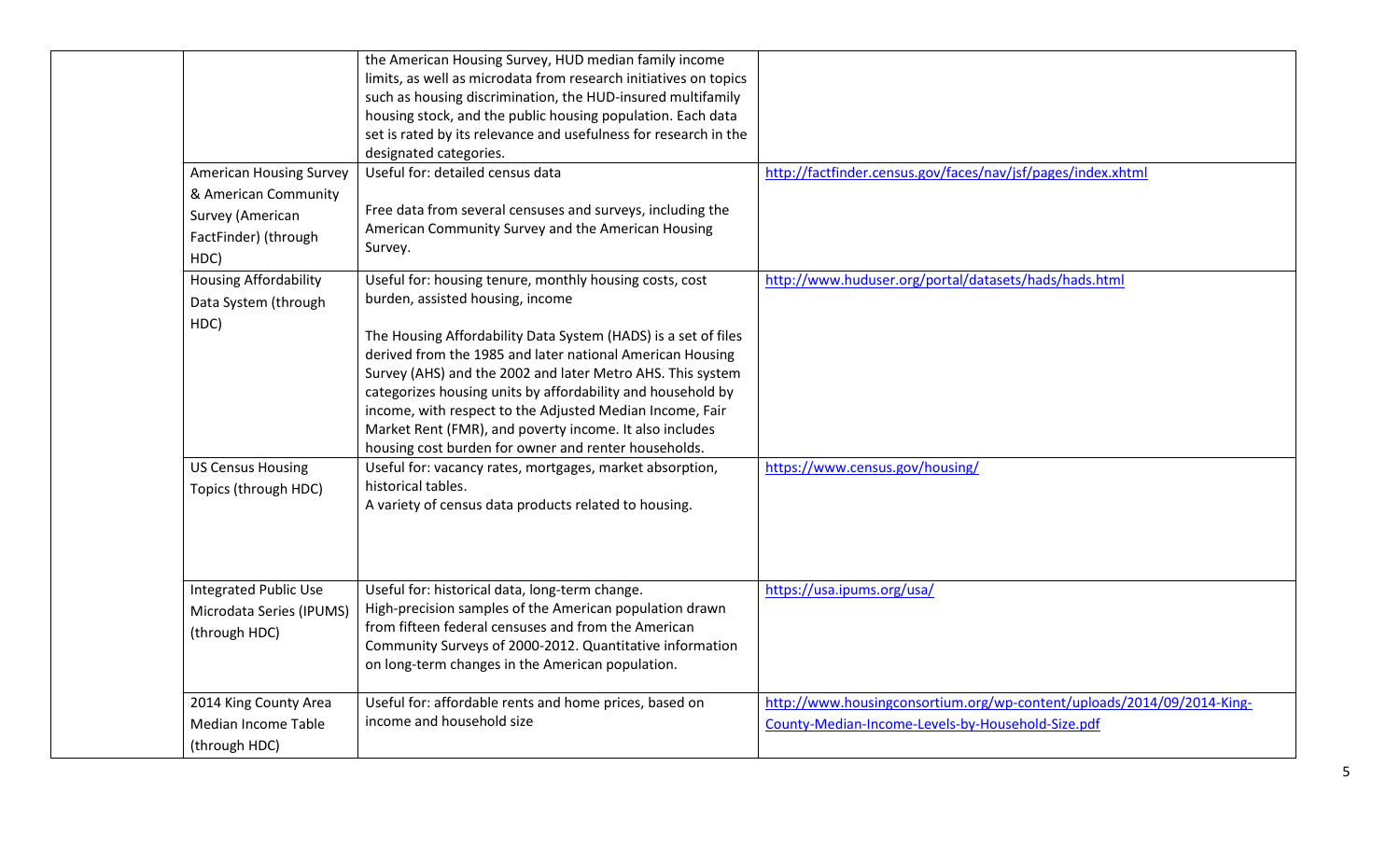| | | | |
|---|---|---|---|
| | | the American Housing Survey, HUD median family income limits, as well as microdata from research initiatives on topics such as housing discrimination, the HUD-insured multifamily housing stock, and the public housing population. Each data set is rated by its relevance and usefulness for research in the designated categories. | |
| | American Housing Survey & American Community Survey (American FactFinder) (through HDC) | Useful for: detailed census data<br><br>Free data from several censuses and surveys, including the American Community Survey and the American Housing Survey. | http://factfinder.census.gov/faces/nav/jsf/pages/index.xhtml |
| | Housing Affordability Data System (through HDC) | Useful for: housing tenure, monthly housing costs, cost burden, assisted housing, income<br><br>The Housing Affordability Data System (HADS) is a set of files derived from the 1985 and later national American Housing Survey (AHS) and the 2002 and later Metro AHS. This system categorizes housing units by affordability and household by income, with respect to the Adjusted Median Income, Fair Market Rent (FMR), and poverty income. It also includes housing cost burden for owner and renter households. | http://www.huduser.org/portal/datasets/hads/hads.html |
| | US Census Housing Topics (through HDC) | Useful for: vacancy rates, mortgages, market absorption, historical tables.<br>A variety of census data products related to housing. | https://www.census.gov/housing/ |
| | Integrated Public Use Microdata Series (IPUMS) (through HDC) | Useful for: historical data, long-term change.<br>High-precision samples of the American population drawn from fifteen federal censuses and from the American Community Surveys of 2000-2012. Quantitative information on long-term changes in the American population. | https://usa.ipums.org/usa/ |
| | 2014 King County Area Median Income Table (through HDC) | Useful for: affordable rents and home prices, based on income and household size | http://www.housingconsortium.org/wp-content/uploads/2014/09/2014-King-County-Median-Income-Levels-by-Household-Size.pdf |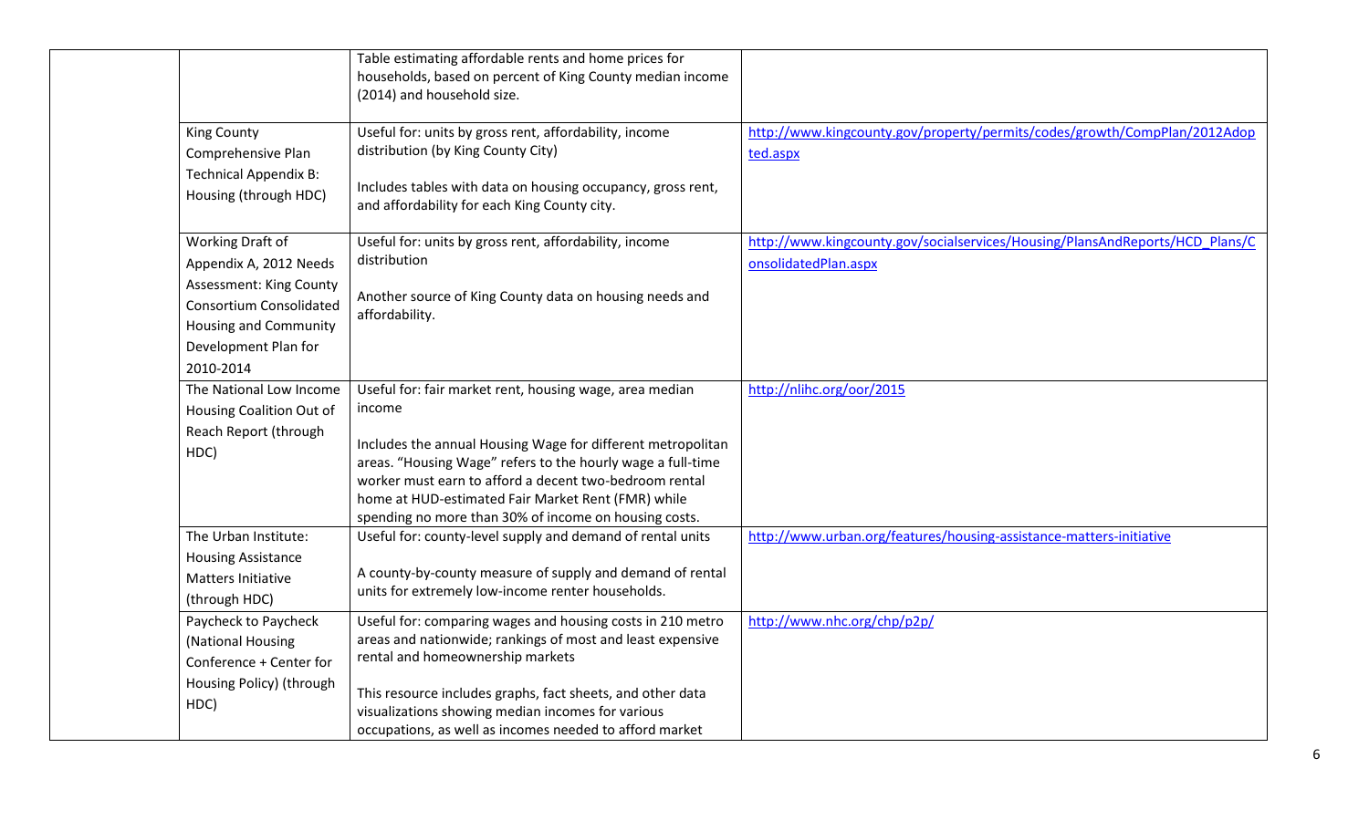| | | |
|---|---|---|
| | Table estimating affordable rents and home prices for households, based on percent of King County median income (2014) and household size. | |
| King County Comprehensive Plan Technical Appendix B: Housing (through HDC) | Useful for: units by gross rent, affordability, income distribution (by King County City)<br><br>Includes tables with data on housing occupancy, gross rent, and affordability for each King County city. | http://www.kingcounty.gov/property/permits/codes/growth/CompPlan/2012Adopted.aspx |
| Working Draft of Appendix A, 2012 Needs Assessment: King County Consortium Consolidated Housing and Community Development Plan for 2010-2014 | Useful for: units by gross rent, affordability, income distribution<br><br>Another source of King County data on housing needs and affordability. | http://www.kingcounty.gov/socialservices/Housing/PlansAndReports/HCD_Plans/ConsolidatedPlan.aspx |
| The National Low Income Housing Coalition Out of Reach Report (through HDC) | Useful for: fair market rent, housing wage, area median income<br><br>Includes the annual Housing Wage for different metropolitan areas. "Housing Wage" refers to the hourly wage a full-time worker must earn to afford a decent two-bedroom rental home at HUD-estimated Fair Market Rent (FMR) while spending no more than 30% of income on housing costs. | http://nlihc.org/oor/2015 |
| The Urban Institute: Housing Assistance Matters Initiative (through HDC) | Useful for: county-level supply and demand of rental units<br><br>A county-by-county measure of supply and demand of rental units for extremely low-income renter households. | http://www.urban.org/features/housing-assistance-matters-initiative |
| Paycheck to Paycheck (National Housing Conference + Center for Housing Policy) (through HDC) | Useful for: comparing wages and housing costs in 210 metro areas and nationwide; rankings of most and least expensive rental and homeownership markets<br><br>This resource includes graphs, fact sheets, and other data visualizations showing median incomes for various occupations, as well as incomes needed to afford market | http://www.nhc.org/chp/p2p/ |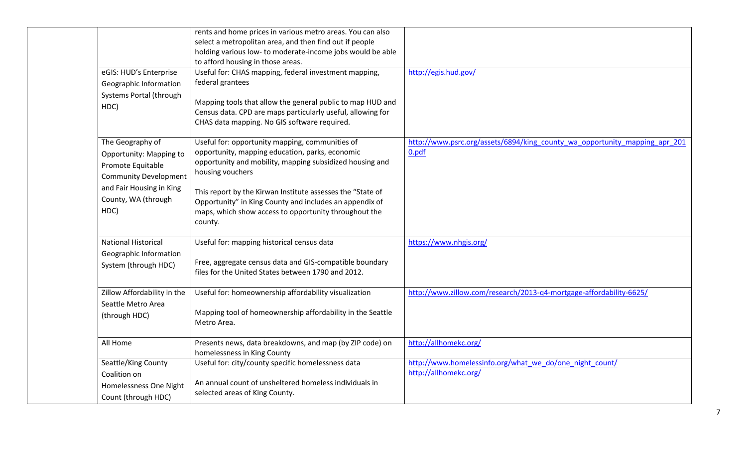| | | | |
|---|---|---|---|
| | | rents and home prices in various metro areas. You can also select a metropolitan area, and then find out if people holding various low- to moderate-income jobs would be able to afford housing in those areas. | |
| | eGIS: HUD's Enterprise Geographic Information Systems Portal (through HDC) | Useful for: CHAS mapping, federal investment mapping, federal grantees<br><br>Mapping tools that allow the general public to map HUD and Census data. CPD are maps particularly useful, allowing for CHAS data mapping. No GIS software required. | http://egis.hud.gov/ |
| | The Geography of Opportunity: Mapping to Promote Equitable Community Development and Fair Housing in King County, WA (through HDC) | Useful for: opportunity mapping, communities of opportunity, mapping education, parks, economic opportunity and mobility, mapping subsidized housing and housing vouchers<br><br>This report by the Kirwan Institute assesses the "State of Opportunity" in King County and includes an appendix of maps, which show access to opportunity throughout the county. | http://www.psrc.org/assets/6894/king_county_wa_opportunity_mapping_apr_2010.pdf |
| | National Historical Geographic Information System (through HDC) | Useful for: mapping historical census data<br><br>Free, aggregate census data and GIS-compatible boundary files for the United States between 1790 and 2012. | https://www.nhgis.org/ |
| | Zillow Affordability in the Seattle Metro Area (through HDC) | Useful for: homeownership affordability visualization<br><br>Mapping tool of homeownership affordability in the Seattle Metro Area. | http://www.zillow.com/research/2013-q4-mortgage-affordability-6625/ |
| | All Home | Presents news, data breakdowns, and map (by ZIP code) on homelessness in King County | http://allhomekc.org/ |
| | Seattle/King County Coalition on Homelessness One Night Count (through HDC) | Useful for: city/county specific homelessness data<br><br>An annual count of unsheltered homeless individuals in selected areas of King County. | http://www.homelessinfo.org/what_we_do/one_night_count/<br>http://allhomekc.org/ |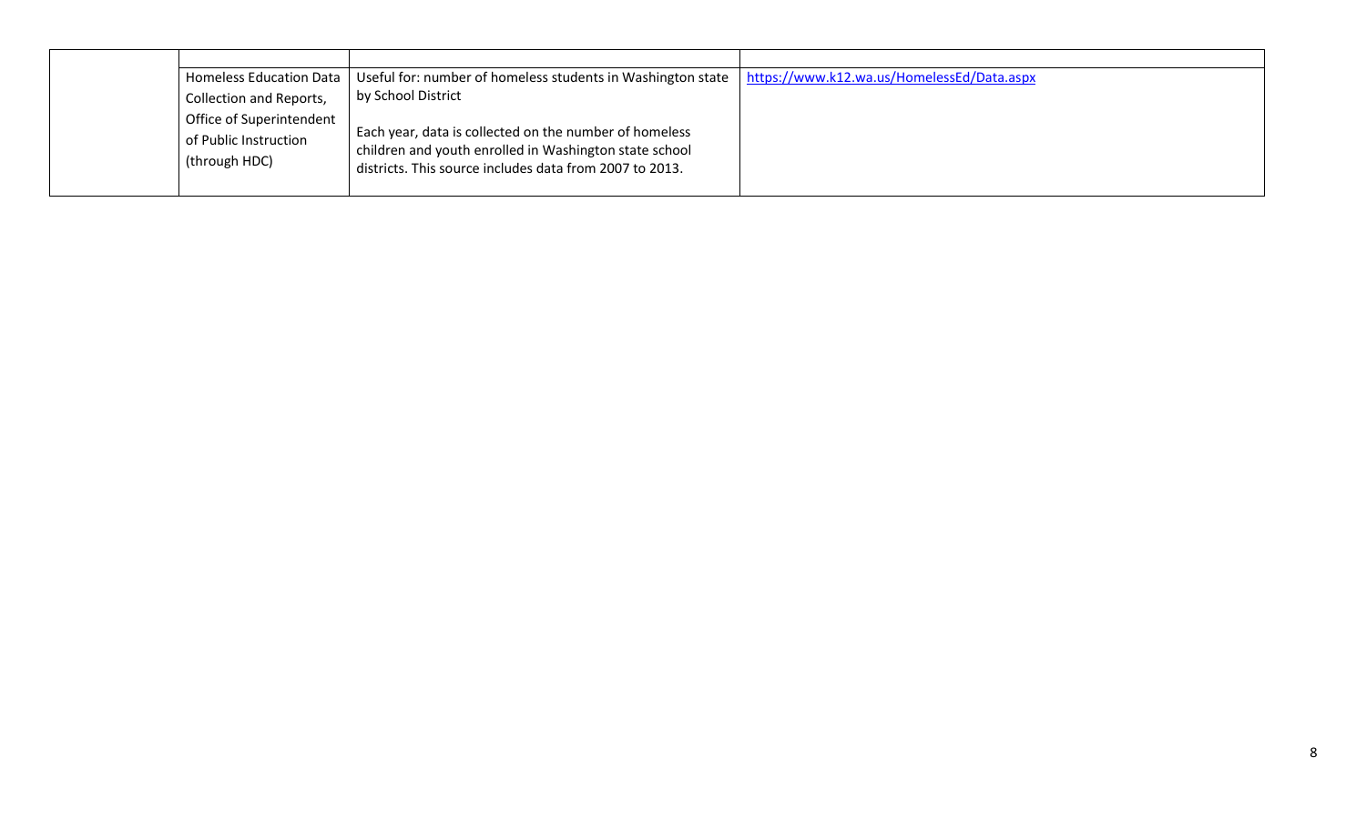| | | | |
|---|---|---|---|
| | Homeless Education Data Collection and Reports, Office of Superintendent of Public Instruction (through HDC) | Useful for: number of homeless students in Washington state by School District<br><br>Each year, data is collected on the number of homeless children and youth enrolled in Washington state school districts. This source includes data from 2007 to 2013. | https://www.k12.wa.us/HomelessEd/Data.aspx |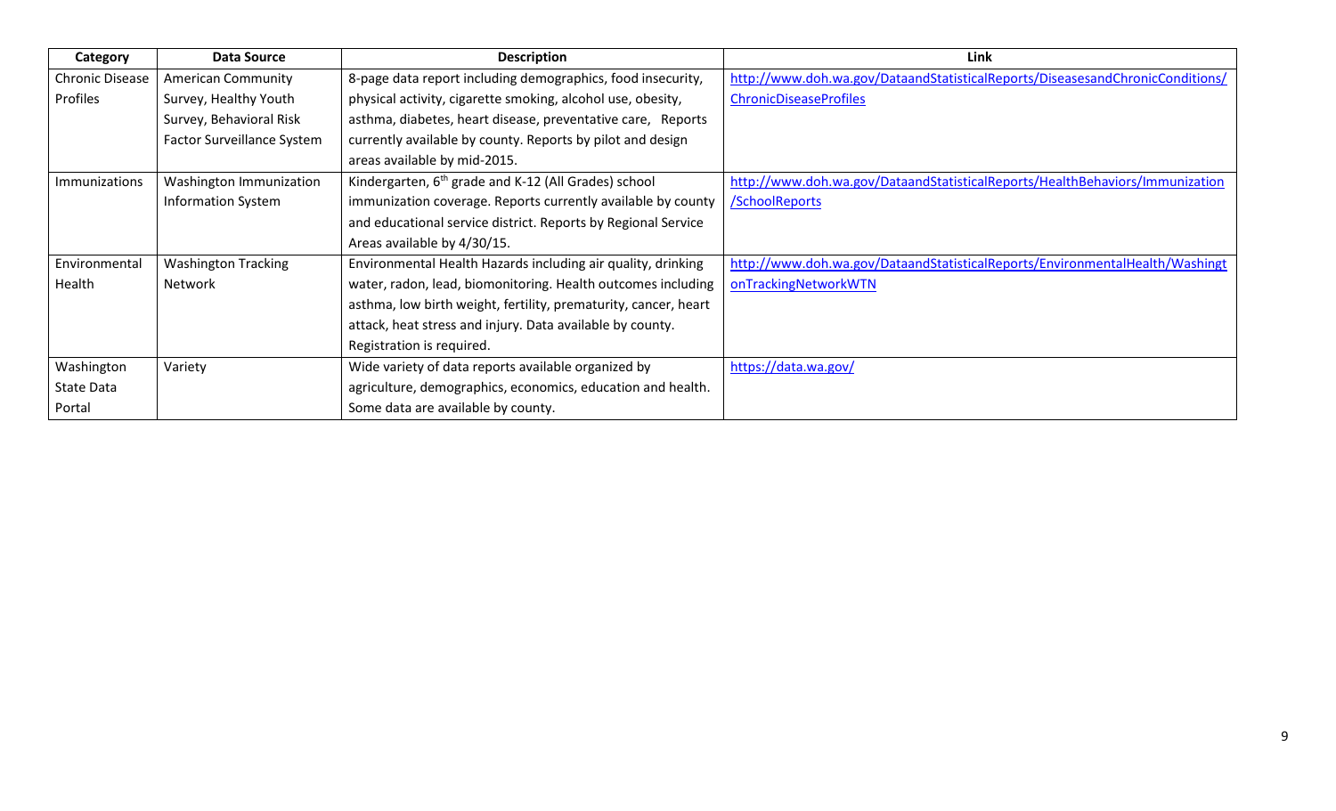| Category | Data Source | Description | Link |
| --- | --- | --- | --- |
| Chronic Disease Profiles | American Community Survey, Healthy Youth Survey, Behavioral Risk Factor Surveillance System | 8-page data report including demographics, food insecurity, physical activity, cigarette smoking, alcohol use, obesity, asthma, diabetes, heart disease, preventative care, Reports currently available by county. Reports by pilot and design areas available by mid-2015. | http://www.doh.wa.gov/DataandStatisticalReports/DiseasesandChronicConditions/ChronicDiseaseProfiles |
| Immunizations | Washington Immunization Information System | Kindergarten, 6th grade and K-12 (All Grades) school immunization coverage. Reports currently available by county and educational service district. Reports by Regional Service Areas available by 4/30/15. | http://www.doh.wa.gov/DataandStatisticalReports/HealthBehaviors/Immunization/SchoolReports |
| Environmental Health | Washington Tracking Network | Environmental Health Hazards including air quality, drinking water, radon, lead, biomonitoring. Health outcomes including asthma, low birth weight, fertility, prematurity, cancer, heart attack, heat stress and injury. Data available by county. Registration is required. | http://www.doh.wa.gov/DataandStatisticalReports/EnvironmentalHealth/WashingtonTrackingNetworkWTN |
| Washington State Data Portal | Variety | Wide variety of data reports available organized by agriculture, demographics, economics, education and health. Some data are available by county. | https://data.wa.gov/ |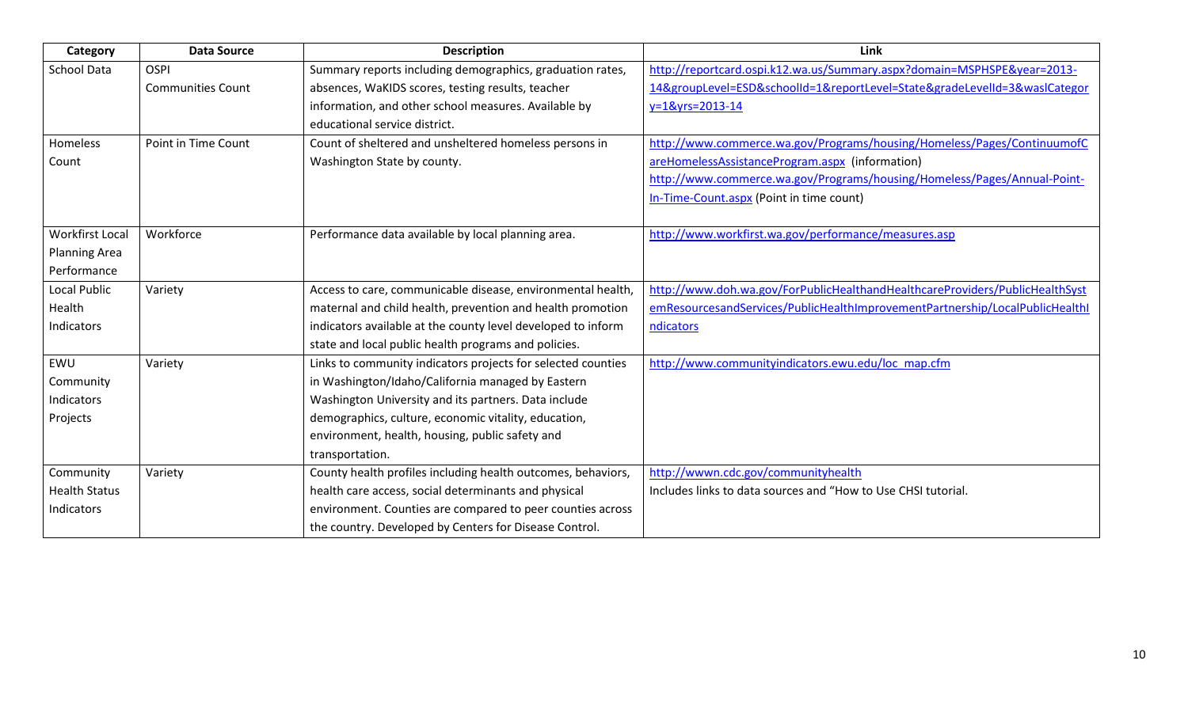| Category | Data Source | Description | Link |
|---|---|---|---|
| School Data | OSPI<br>Communities Count | Summary reports including demographics, graduation rates, absences, WaKIDS scores, testing results, teacher information, and other school measures. Available by educational service district. | http://reportcard.ospi.k12.wa.us/Summary.aspx?domain=MSPHSPE&year=2013-14&groupLevel=ESD&schoolId=1&reportLevel=State&gradeLevelId=3&waslCategory=1&yrs=2013-14 |
| Homeless Count | Point in Time Count | Count of sheltered and unsheltered homeless persons in Washington State by county. | http://www.commerce.wa.gov/Programs/housing/Homeless/Pages/ContinuumofCareHomelessAssistanceProgram.aspx (information)<br>http://www.commerce.wa.gov/Programs/housing/Homeless/Pages/Annual-Point-In-Time-Count.aspx (Point in time count) |
| Workfirst Local Planning Area Performance | Workforce | Performance data available by local planning area. | http://www.workfirst.wa.gov/performance/measures.asp |
| Local Public Health Indicators | Variety | Access to care, communicable disease, environmental health, maternal and child health, prevention and health promotion indicators available at the county level developed to inform state and local public health programs and policies. | http://www.doh.wa.gov/ForPublicHealthandHealthcareProviders/PublicHealthSystemResourcesandServices/PublicHealthImprovementPartnership/LocalPublicHealthIndicators |
| EWU Community Indicators Projects | Variety | Links to community indicators projects for selected counties in Washington/Idaho/California managed by Eastern Washington University and its partners. Data include demographics, culture, economic vitality, education, environment, health, housing, public safety and transportation. | http://www.communityindicators.ewu.edu/loc_map.cfm |
| Community Health Status Indicators | Variety | County health profiles including health outcomes, behaviors, health care access, social determinants and physical environment. Counties are compared to peer counties across the country. Developed by Centers for Disease Control. | http://wwwn.cdc.gov/communityhealth<br>Includes links to data sources and "How to Use CHSI tutorial. |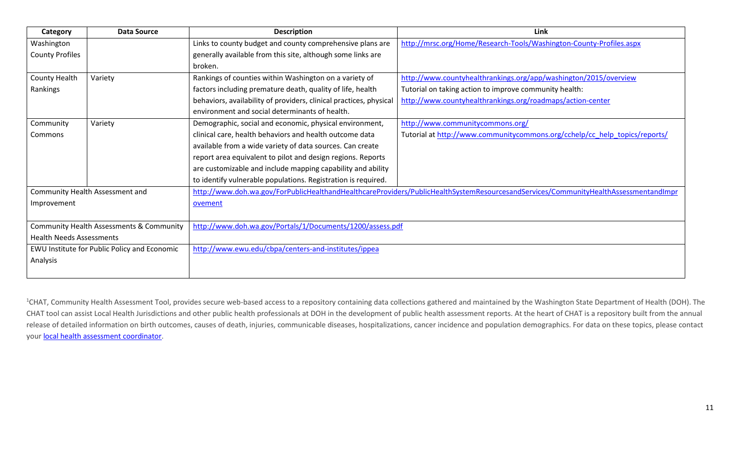| Category | Data Source | Description | Link |
|---|---|---|---|
| Washington County Profiles | | Links to county budget and county comprehensive plans are generally available from this site, although some links are broken. | http://mrsc.org/Home/Research-Tools/Washington-County-Profiles.aspx |
| County Health Rankings | Variety | Rankings of counties within Washington on a variety of factors including premature death, quality of life, health behaviors, availability of providers, clinical practices, physical environment and social determinants of health. | http://www.countyhealthrankings.org/app/washington/2015/overview<br>Tutorial on taking action to improve community health:<br>http://www.countyhealthrankings.org/roadmaps/action-center |
| Community Commons | Variety | Demographic, social and economic, physical environment, clinical care, health behaviors and health outcome data available from a wide variety of data sources. Can create report area equivalent to pilot and design regions. Reports are customizable and include mapping capability and ability to identify vulnerable populations. Registration is required. | http://www.communitycommons.org/<br>Tutorial at http://www.communitycommons.org/cchelp/cc_help_topics/reports/ |
| Community Health Assessment and Improvement | | http://www.doh.wa.gov/ForPublicHealthandHealthcareProviders/PublicHealthSystemResourcesandServices/CommunityHealthAssessmentandImprovement | |
| Community Health Assessments & Community Health Needs Assessments | | http://www.doh.wa.gov/Portals/1/Documents/1200/assess.pdf | |
| EWU Institute for Public Policy and Economic Analysis | | http://www.ewu.edu/cbpa/centers-and-institutes/ippea | |

[1]CHAT, Community Health Assessment Tool, provides secure web-based access to a repository containing data collections gathered and maintained by the Washington State Department of Health (DOH). The CHAT tool can assist Local Health Jurisdictions and other public health professionals at DOH in the development of public health assessment reports. At the heart of CHAT is a repository built from the annual release of detailed information on birth outcomes, causes of death, injuries, communicable diseases, hospitalizations, cancer incidence and population demographics. For data on these topics, please contact your local health assessment coordinator.